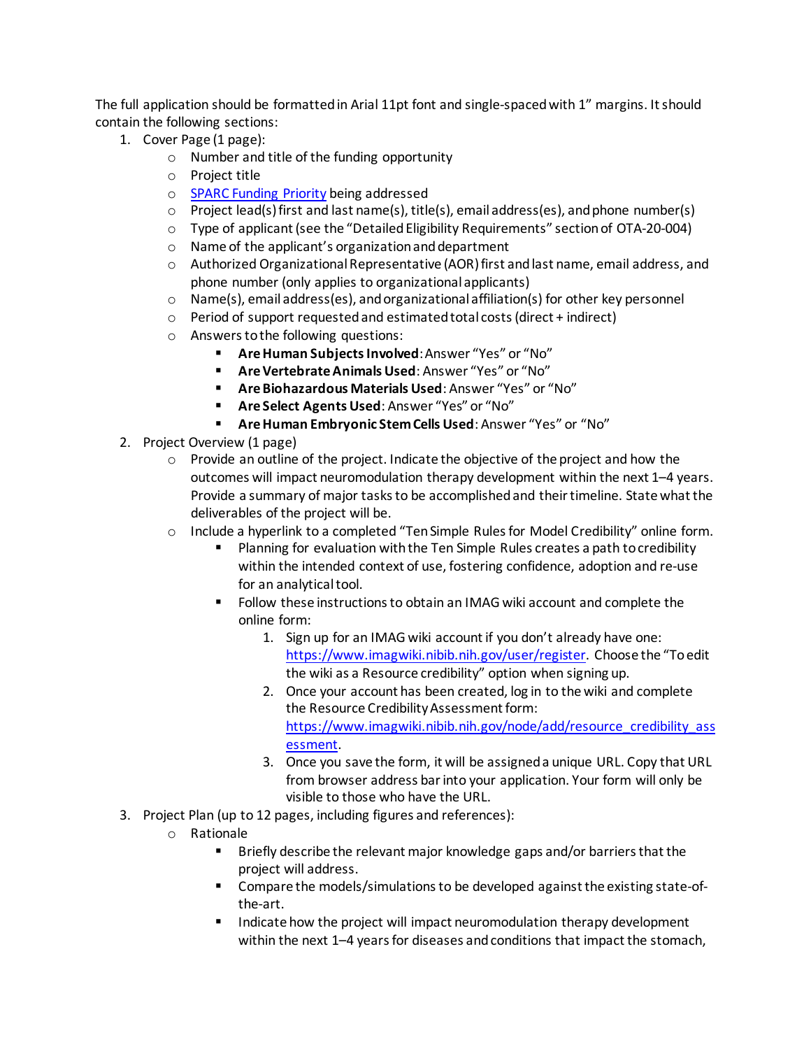The full application should be formatted in Arial 11pt font and single-spaced with 1" margins. It should contain the following sections:

1. Cover Page (1 page):
   - Number and title of the funding opportunity
   - Project title
   - [SPARC Funding Priority](#) being addressed
   - Project lead(s) first and last name(s), title(s), email address(es), and phone number(s)
   - Type of applicant (see the "Detailed Eligibility Requirements" section of OTA-20-004)
   - Name of the applicant's organization and department
   - Authorized Organizational Representative (AOR) first and last name, email address, and phone number (only applies to organizational applicants)
   - Name(s), email address(es), and organizational affiliation(s) for other key personnel
   - Period of support requested and estimated total costs (direct + indirect)
   - Answers to the following questions:
     - **Are Human Subjects Involved**: Answer "Yes" or "No"
     - **Are Vertebrate Animals Used**: Answer "Yes" or "No"
     - **Are Biohazardous Materials Used**: Answer "Yes" or "No"
     - **Are Select Agents Used**: Answer "Yes" or "No"
     - **Are Human Embryonic Stem Cells Used**: Answer "Yes" or "No"
2. Project Overview (1 page)
   - Provide an outline of the project. Indicate the objective of the project and how the outcomes will impact neuromodulation therapy development within the next 1–4 years. Provide a summary of major tasks to be accomplished and their timeline. State what the deliverables of the project will be.
   - Include a hyperlink to a completed "Ten Simple Rules for Model Credibility" online form.
     - Planning for evaluation with the Ten Simple Rules creates a path to credibility within the intended context of use, fostering confidence, adoption and re-use for an analytical tool.
     - Follow these instructions to obtain an IMAG wiki account and complete the online form:
       1. Sign up for an IMAG wiki account if you don't already have one: https://www.imagwiki.nibib.nih.gov/user/register. Choose the "To edit the wiki as a Resource credibility" option when signing up.
       2. Once your account has been created, log in to the wiki and complete the Resource Credibility Assessment form: https://www.imagwiki.nibib.nih.gov/node/add/resource_credibility_assessment.
       3. Once you save the form, it will be assigned a unique URL. Copy that URL from browser address bar into your application. Your form will only be visible to those who have the URL.
3. Project Plan (up to 12 pages, including figures and references):
   - Rationale
     - Briefly describe the relevant major knowledge gaps and/or barriers that the project will address.
     - Compare the models/simulations to be developed against the existing state-of-the-art.
     - Indicate how the project will impact neuromodulation therapy development within the next 1–4 years for diseases and conditions that impact the stomach,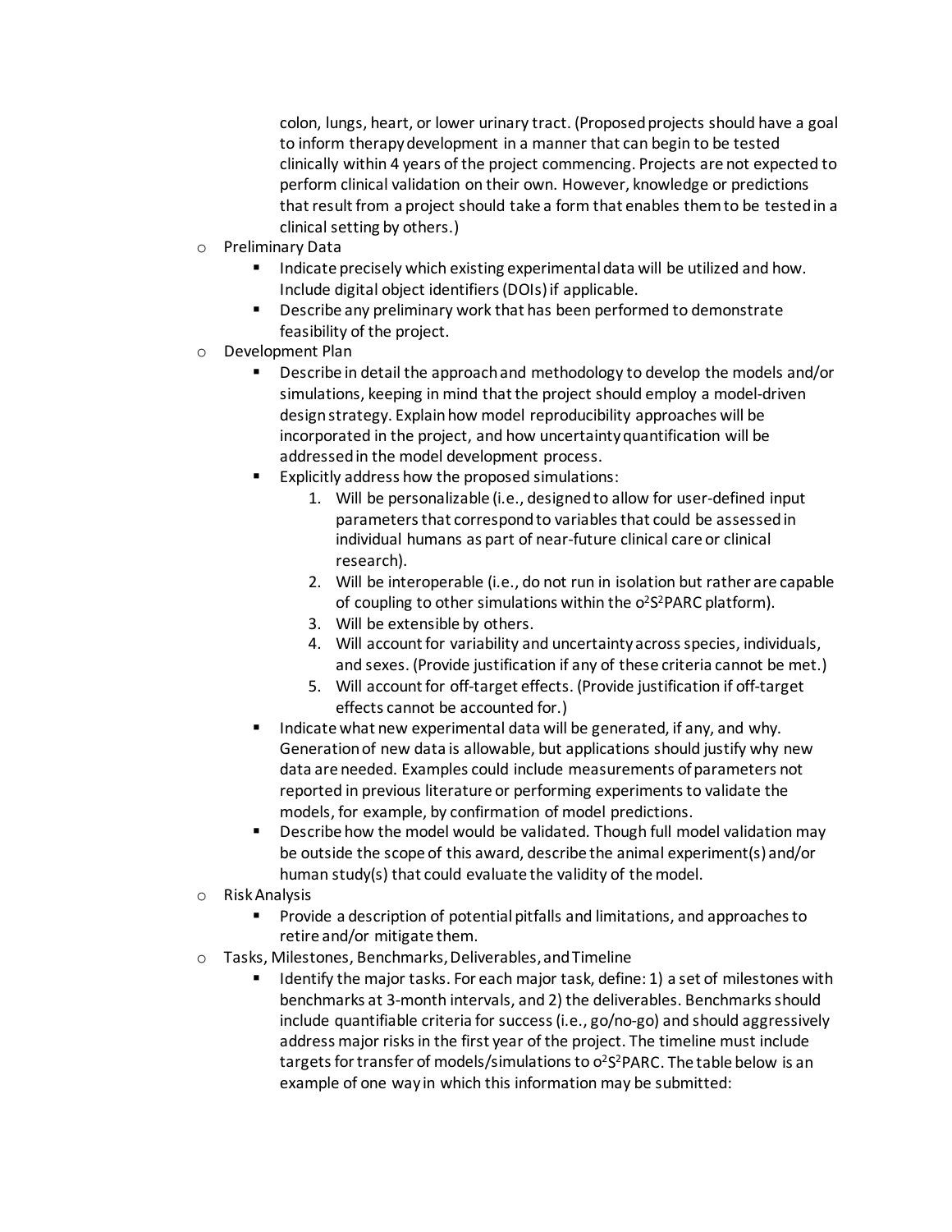colon, lungs, heart, or lower urinary tract. (Proposed projects should have a goal to inform therapy development in a manner that can begin to be tested clinically within 4 years of the project commencing. Projects are not expected to perform clinical validation on their own. However, knowledge or predictions that result from a project should take a form that enables them to be tested in a clinical setting by others.)

- Preliminary Data
  - Indicate precisely which existing experimental data will be utilized and how. Include digital object identifiers (DOIs) if applicable.
  - Describe any preliminary work that has been performed to demonstrate feasibility of the project.
- Development Plan
  - Describe in detail the approach and methodology to develop the models and/or simulations, keeping in mind that the project should employ a model-driven design strategy. Explain how model reproducibility approaches will be incorporated in the project, and how uncertainty quantification will be addressed in the model development process.
  - Explicitly address how the proposed simulations:
    1. Will be personalizable (i.e., designed to allow for user-defined input parameters that correspond to variables that could be assessed in individual humans as part of near-future clinical care or clinical research).
    2. Will be interoperable (i.e., do not run in isolation but rather are capable of coupling to other simulations within the o$^2$S$^2$PARC platform).
    3. Will be extensible by others.
    4. Will account for variability and uncertainty across species, individuals, and sexes. (Provide justification if any of these criteria cannot be met.)
    5. Will account for off-target effects. (Provide justification if off-target effects cannot be accounted for.)
  - Indicate what new experimental data will be generated, if any, and why. Generation of new data is allowable, but applications should justify why new data are needed. Examples could include measurements of parameters not reported in previous literature or performing experiments to validate the models, for example, by confirmation of model predictions.
  - Describe how the model would be validated. Though full model validation may be outside the scope of this award, describe the animal experiment(s) and/or human study(s) that could evaluate the validity of the model.
- Risk Analysis
  - Provide a description of potential pitfalls and limitations, and approaches to retire and/or mitigate them.
- Tasks, Milestones, Benchmarks, Deliverables, and Timeline
  - Identify the major tasks. For each major task, define: 1) a set of milestones with benchmarks at 3-month intervals, and 2) the deliverables. Benchmarks should include quantifiable criteria for success (i.e., go/no-go) and should aggressively address major risks in the first year of the project. The timeline must include targets for transfer of models/simulations to o$^2$S$^2$PARC. The table below is an example of one way in which this information may be submitted: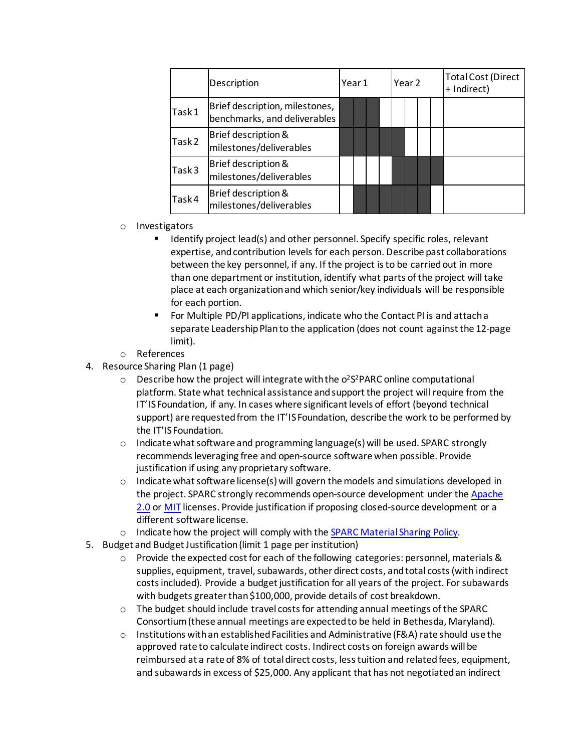| | Description | Year 1 | | | | Year 2 | | | | Total Cost (Direct + Indirect) |
|---|---|---|---|---|---|---|---|---|---|---|
| Task 1 | Brief description, milestones, benchmarks, and deliverables | | | | | | | | | |
| Task 2 | Brief description & milestones/deliverables | | | | | | | | | |
| Task 3 | Brief description & milestones/deliverables | | | | | | | | | |
| Task 4 | Brief description & milestones/deliverables | | | | | | | | | |

- Investigators
  - Identify project lead(s) and other personnel. Specify specific roles, relevant expertise, and contribution levels for each person. Describe past collaborations between the key personnel, if any. If the project is to be carried out in more than one department or institution, identify what parts of the project will take place at each organization and which senior/key individuals will be responsible for each portion.
  - For Multiple PD/PI applications, indicate who the Contact PI is and attach a separate Leadership Plan to the application (does not count against the 12-page limit).
- References

4. Resource Sharing Plan (1 page)
   - Describe how the project will integrate with the $o^2S^2$PARC online computational platform. State what technical assistance and support the project will require from the IT'IS Foundation, if any. In cases where significant levels of effort (beyond technical support) are requested from the IT'IS Foundation, describe the work to be performed by the IT'IS Foundation.
   - Indicate what software and programming language(s) will be used. SPARC strongly recommends leveraging free and open-source software when possible. Provide justification if using any proprietary software.
   - Indicate what software license(s) will govern the models and simulations developed in the project. SPARC strongly recommends open-source development under the Apache 2.0 or MIT licenses. Provide justification if proposing closed-source development or a different software license.
   - Indicate how the project will comply with the SPARC Material Sharing Policy.
5. Budget and Budget Justification (limit 1 page per institution)
   - Provide the expected cost for each of the following categories: personnel, materials & supplies, equipment, travel, subawards, other direct costs, and total costs (with indirect costs included). Provide a budget justification for all years of the project. For subawards with budgets greater than $100,000, provide details of cost breakdown.
   - The budget should include travel costs for attending annual meetings of the SPARC Consortium (these annual meetings are expected to be held in Bethesda, Maryland).
   - Institutions with an established Facilities and Administrative (F&A) rate should use the approved rate to calculate indirect costs. Indirect costs on foreign awards will be reimbursed at a rate of 8% of total direct costs, less tuition and related fees, equipment, and subawards in excess of $25,000. Any applicant that has not negotiated an indirect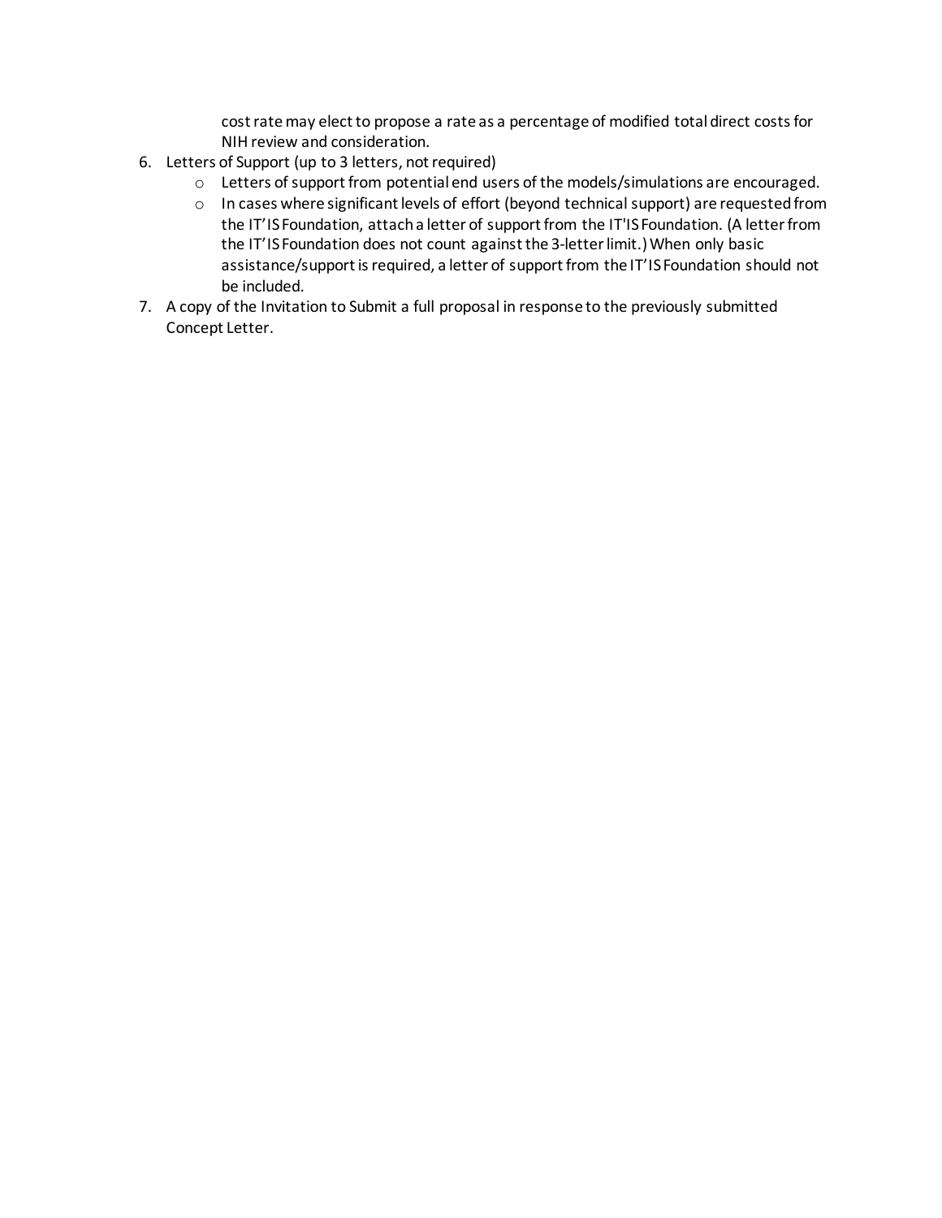cost rate may elect to propose a rate as a percentage of modified total direct costs for NIH review and consideration.

6. Letters of Support (up to 3 letters, not required)
   - Letters of support from potential end users of the models/simulations are encouraged.
   - In cases where significant levels of effort (beyond technical support) are requested from the IT'IS Foundation, attach a letter of support from the IT'IS Foundation. (A letter from the IT'IS Foundation does not count against the 3-letter limit.) When only basic assistance/support is required, a letter of support from the IT'IS Foundation should not be included.
7. A copy of the Invitation to Submit a full proposal in response to the previously submitted Concept Letter.